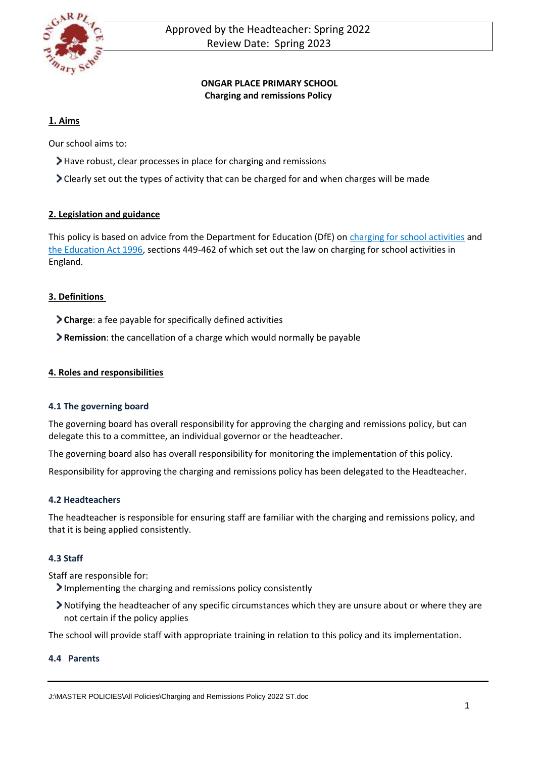Approved by the Headteacher: Spring 2022
Review Date: Spring 2023

**ONGAR PLACE PRIMARY SCHOOL**
**Charging and remissions Policy**

## 1. Aims

Our school aims to:

- Have robust, clear processes in place for charging and remissions
- Clearly set out the types of activity that can be charged for and when charges will be made

## 2. Legislation and guidance

This policy is based on advice from the Department for Education (DfE) on charging for school activities and the Education Act 1996, sections 449-462 of which set out the law on charging for school activities in England.

## 3. Definitions

- **Charge**: a fee payable for specifically defined activities
- **Remission**: the cancellation of a charge which would normally be payable

## 4. Roles and responsibilities

### 4.1 The governing board

The governing board has overall responsibility for approving the charging and remissions policy, but can delegate this to a committee, an individual governor or the headteacher.

The governing board also has overall responsibility for monitoring the implementation of this policy.

Responsibility for approving the charging and remissions policy has been delegated to the Headteacher.

### 4.2 Headteachers

The headteacher is responsible for ensuring staff are familiar with the charging and remissions policy, and that it is being applied consistently.

### 4.3 Staff

Staff are responsible for:

- Implementing the charging and remissions policy consistently
- Notifying the headteacher of any specific circumstances which they are unsure about or where they are not certain if the policy applies

The school will provide staff with appropriate training in relation to this policy and its implementation.

### 4.4 Parents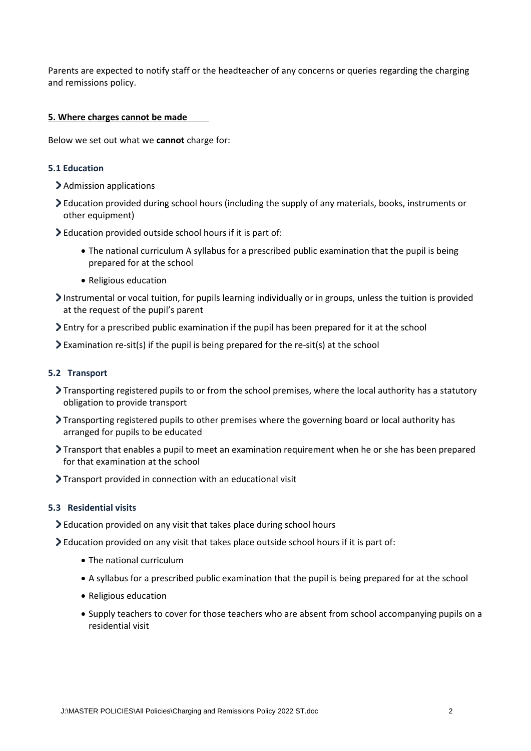Parents are expected to notify staff or the headteacher of any concerns or queries regarding the charging and remissions policy.

## 5. Where charges cannot be made

Below we set out what we **cannot** charge for:

### 5.1 Education

- Admission applications
- Education provided during school hours (including the supply of any materials, books, instruments or other equipment)
- Education provided outside school hours if it is part of:
  - The national curriculum A syllabus for a prescribed public examination that the pupil is being prepared for at the school
  - Religious education
- Instrumental or vocal tuition, for pupils learning individually or in groups, unless the tuition is provided at the request of the pupil's parent
- Entry for a prescribed public examination if the pupil has been prepared for it at the school
- Examination re-sit(s) if the pupil is being prepared for the re-sit(s) at the school

### 5.2 Transport

- Transporting registered pupils to or from the school premises, where the local authority has a statutory obligation to provide transport
- Transporting registered pupils to other premises where the governing board or local authority has arranged for pupils to be educated
- Transport that enables a pupil to meet an examination requirement when he or she has been prepared for that examination at the school
- Transport provided in connection with an educational visit

### 5.3 Residential visits

- Education provided on any visit that takes place during school hours
- Education provided on any visit that takes place outside school hours if it is part of:
  - The national curriculum
  - A syllabus for a prescribed public examination that the pupil is being prepared for at the school
  - Religious education
  - Supply teachers to cover for those teachers who are absent from school accompanying pupils on a residential visit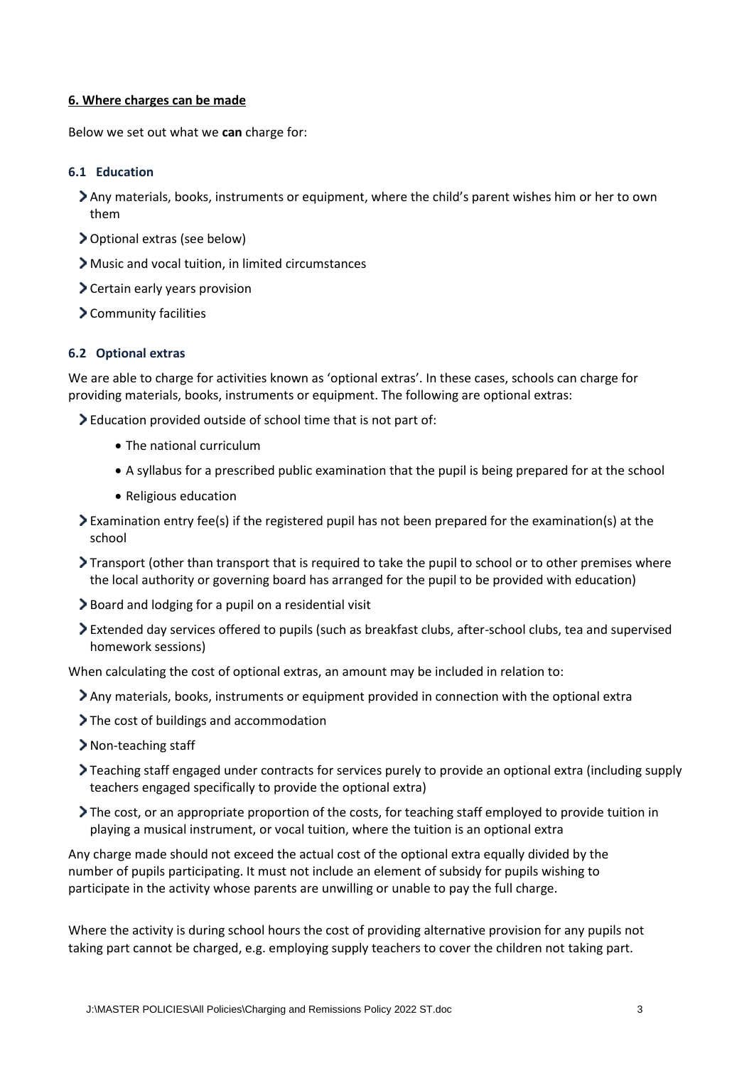## 6. Where charges can be made

Below we set out what we **can** charge for:

### 6.1 Education

- Any materials, books, instruments or equipment, where the child's parent wishes him or her to own them
- Optional extras (see below)
- Music and vocal tuition, in limited circumstances
- Certain early years provision
- Community facilities

### 6.2 Optional extras

We are able to charge for activities known as 'optional extras'. In these cases, schools can charge for providing materials, books, instruments or equipment. The following are optional extras:

- Education provided outside of school time that is not part of:
  - The national curriculum
  - A syllabus for a prescribed public examination that the pupil is being prepared for at the school
  - Religious education
- Examination entry fee(s) if the registered pupil has not been prepared for the examination(s) at the school
- Transport (other than transport that is required to take the pupil to school or to other premises where the local authority or governing board has arranged for the pupil to be provided with education)
- Board and lodging for a pupil on a residential visit
- Extended day services offered to pupils (such as breakfast clubs, after-school clubs, tea and supervised homework sessions)

When calculating the cost of optional extras, an amount may be included in relation to:

- Any materials, books, instruments or equipment provided in connection with the optional extra
- The cost of buildings and accommodation
- Non-teaching staff
- Teaching staff engaged under contracts for services purely to provide an optional extra (including supply teachers engaged specifically to provide the optional extra)
- The cost, or an appropriate proportion of the costs, for teaching staff employed to provide tuition in playing a musical instrument, or vocal tuition, where the tuition is an optional extra

Any charge made should not exceed the actual cost of the optional extra equally divided by the number of pupils participating. It must not include an element of subsidy for pupils wishing to participate in the activity whose parents are unwilling or unable to pay the full charge.

Where the activity is during school hours the cost of providing alternative provision for any pupils not taking part cannot be charged, e.g. employing supply teachers to cover the children not taking part.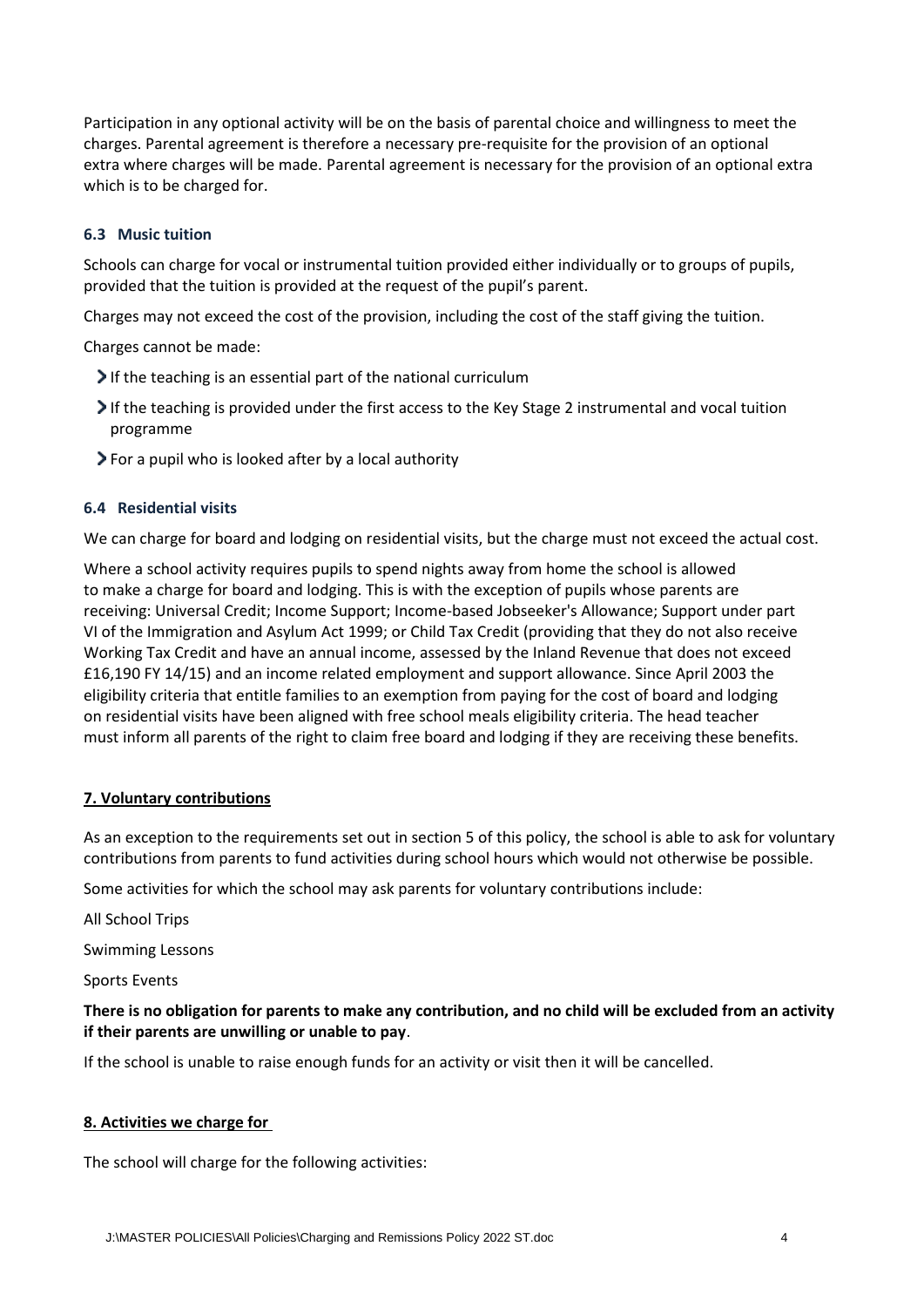Participation in any optional activity will be on the basis of parental choice and willingness to meet the charges. Parental agreement is therefore a necessary pre-requisite for the provision of an optional extra where charges will be made. Parental agreement is necessary for the provision of an optional extra which is to be charged for.

### 6.3 Music tuition

Schools can charge for vocal or instrumental tuition provided either individually or to groups of pupils, provided that the tuition is provided at the request of the pupil's parent.

Charges may not exceed the cost of the provision, including the cost of the staff giving the tuition.

Charges cannot be made:

- If the teaching is an essential part of the national curriculum
- If the teaching is provided under the first access to the Key Stage 2 instrumental and vocal tuition programme
- For a pupil who is looked after by a local authority

### 6.4 Residential visits

We can charge for board and lodging on residential visits, but the charge must not exceed the actual cost.

Where a school activity requires pupils to spend nights away from home the school is allowed to make a charge for board and lodging. This is with the exception of pupils whose parents are receiving: Universal Credit; Income Support; Income-based Jobseeker's Allowance; Support under part VI of the Immigration and Asylum Act 1999; or Child Tax Credit (providing that they do not also receive Working Tax Credit and have an annual income, assessed by the Inland Revenue that does not exceed £16,190 FY 14/15) and an income related employment and support allowance. Since April 2003 the eligibility criteria that entitle families to an exemption from paying for the cost of board and lodging on residential visits have been aligned with free school meals eligibility criteria. The head teacher must inform all parents of the right to claim free board and lodging if they are receiving these benefits.

## 7. Voluntary contributions

As an exception to the requirements set out in section 5 of this policy, the school is able to ask for voluntary contributions from parents to fund activities during school hours which would not otherwise be possible.

Some activities for which the school may ask parents for voluntary contributions include:

All School Trips

Swimming Lessons

Sports Events

**There is no obligation for parents to make any contribution, and no child will be excluded from an activity if their parents are unwilling or unable to pay**.

If the school is unable to raise enough funds for an activity or visit then it will be cancelled.

## 8. Activities we charge for

The school will charge for the following activities: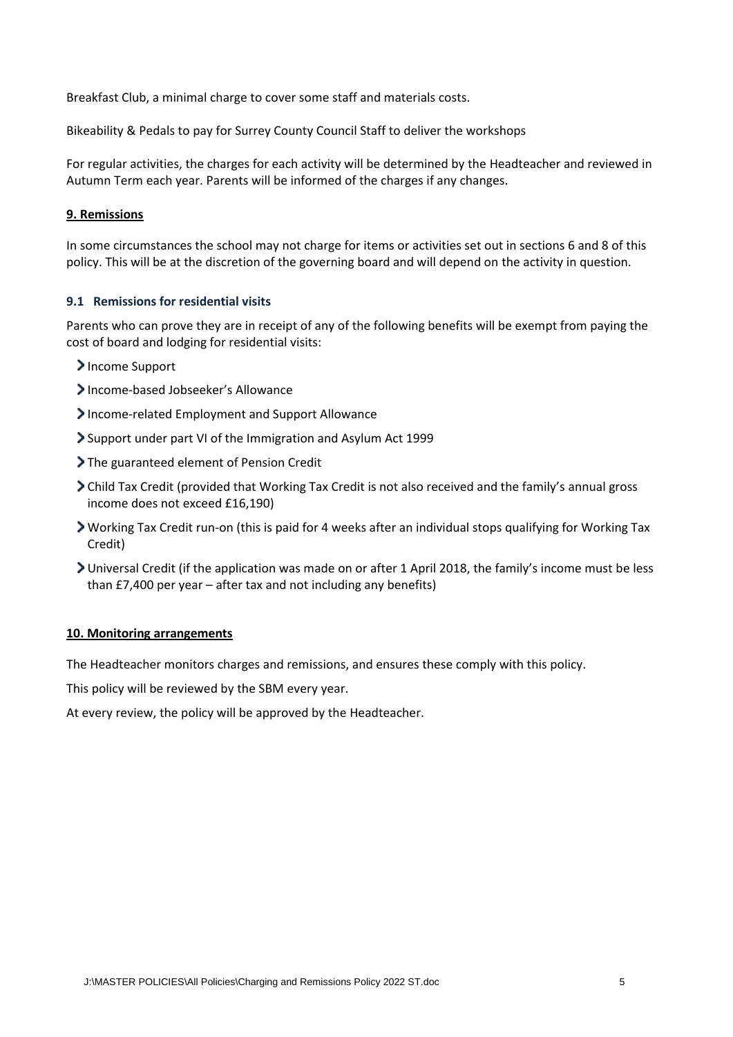Breakfast Club, a minimal charge to cover some staff and materials costs.

Bikeability & Pedals to pay for Surrey County Council Staff to deliver the workshops

For regular activities, the charges for each activity will be determined by the Headteacher and reviewed in Autumn Term each year. Parents will be informed of the charges if any changes.

## 9. Remissions

In some circumstances the school may not charge for items or activities set out in sections 6 and 8 of this policy. This will be at the discretion of the governing board and will depend on the activity in question.

### 9.1 Remissions for residential visits

Parents who can prove they are in receipt of any of the following benefits will be exempt from paying the cost of board and lodging for residential visits:

- Income Support
- Income-based Jobseeker's Allowance
- Income-related Employment and Support Allowance
- Support under part VI of the Immigration and Asylum Act 1999
- The guaranteed element of Pension Credit
- Child Tax Credit (provided that Working Tax Credit is not also received and the family's annual gross income does not exceed £16,190)
- Working Tax Credit run-on (this is paid for 4 weeks after an individual stops qualifying for Working Tax Credit)
- Universal Credit (if the application was made on or after 1 April 2018, the family's income must be less than £7,400 per year – after tax and not including any benefits)

## 10. Monitoring arrangements

The Headteacher monitors charges and remissions, and ensures these comply with this policy.

This policy will be reviewed by the SBM every year.

At every review, the policy will be approved by the Headteacher.